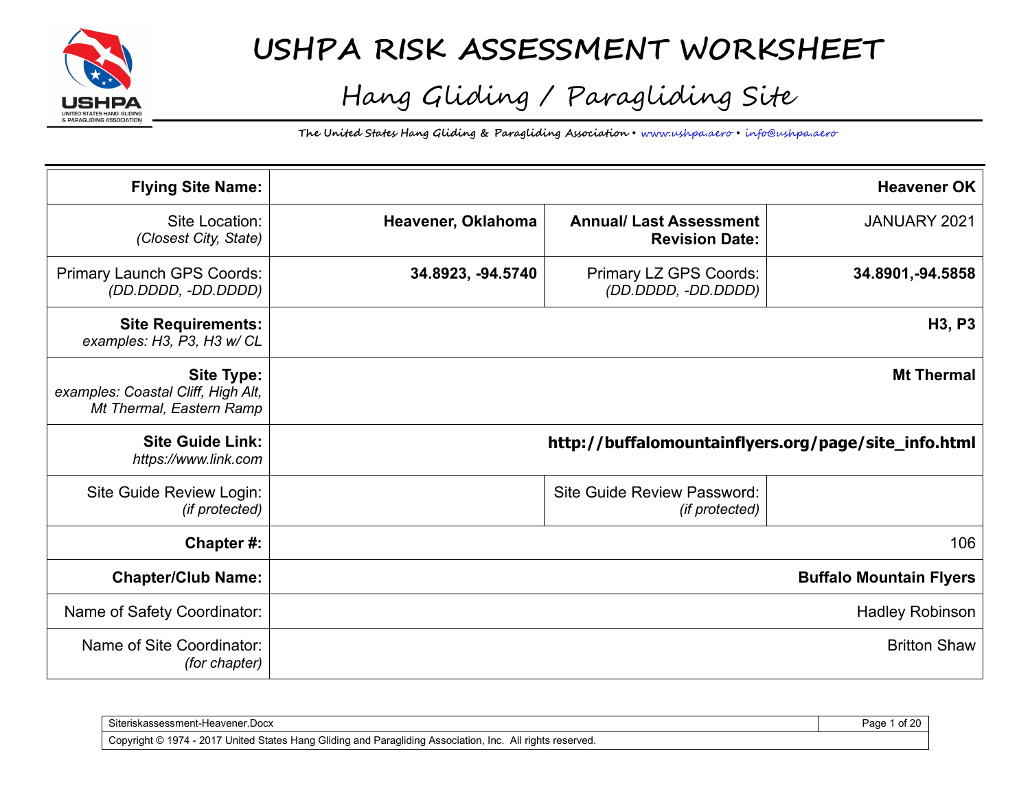# USHPA RISK ASSESSMENT WORKSHEET

## Hang Gliding / Paragliding Site

**The United States Hang Gliding & Paragliding Association • www.ushpa.aero • info@ushpa.aero**

| | | | |
|---|---|---|---|
| **Flying Site Name:** | **Heavener OK** | | |
| Site Location: *(Closest City, State)* | **Heavener, Oklahoma** | **Annual/ Last Assessment Revision Date:** | JANUARY 2021 |
| Primary Launch GPS Coords: *(DD.DDDD, -DD.DDDD)* | **34.8923, -94.5740** | Primary LZ GPS Coords: *(DD.DDDD, -DD.DDDD)* | **34.8901,-94.5858** |
| **Site Requirements:** *examples: H3, P3, H3 w/ CL* | **H3, P3** | | |
| **Site Type:** *examples: Coastal Cliff, High Alt, Mt Thermal, Eastern Ramp* | **Mt Thermal** | | |
| **Site Guide Link:** *https://www.link.com* | **http://buffalomountainflyers.org/page/site_info.html** | | |
| Site Guide Review Login: *(if protected)* | | Site Guide Review Password: *(if protected)* | |
| **Chapter #:** | 106 | | |
| **Chapter/Club Name:** | **Buffalo Mountain Flyers** | | |
| Name of Safety Coordinator: | Hadley Robinson | | |
| Name of Site Coordinator: *(for chapter)* | Britton Shaw | | |

Siteriskassessment-Heavener.Docx

Copyright © 1974 - 2017 United States Hang Gliding and Paragliding Association, Inc. All rights reserved.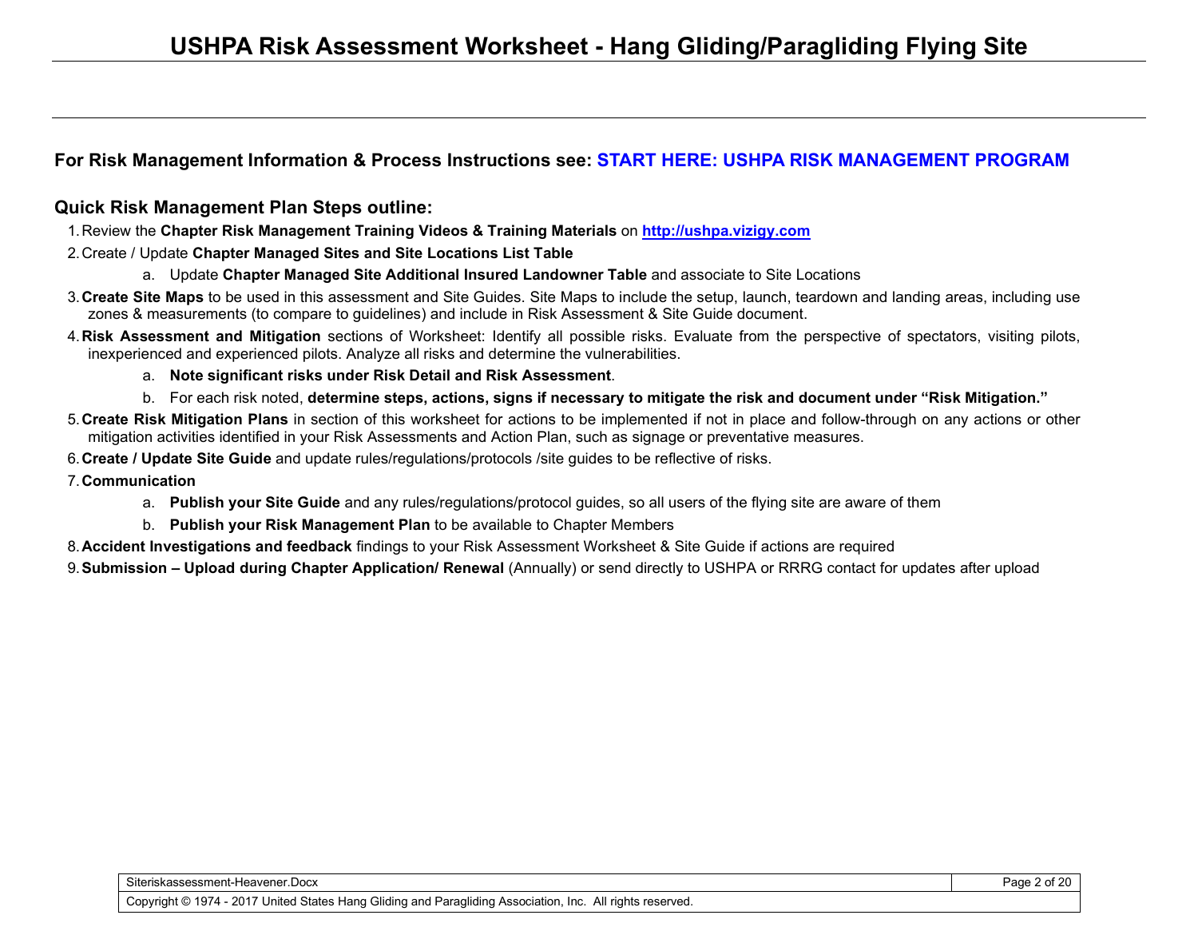# USHPA Risk Assessment Worksheet - Hang Gliding/Paragliding Flying Site

**For Risk Management Information & Process Instructions see: START HERE: USHPA RISK MANAGEMENT PROGRAM**

## Quick Risk Management Plan Steps outline:

1. Review the **Chapter Risk Management Training Videos & Training Materials** on **http://ushpa.vizigy.com**
2. Create / Update **Chapter Managed Sites and Site Locations List Table**
   a. Update **Chapter Managed Site Additional Insured Landowner Table** and associate to Site Locations
3. **Create Site Maps** to be used in this assessment and Site Guides. Site Maps to include the setup, launch, teardown and landing areas, including use zones & measurements (to compare to guidelines) and include in Risk Assessment & Site Guide document.
4. **Risk Assessment and Mitigation** sections of Worksheet: Identify all possible risks. Evaluate from the perspective of spectators, visiting pilots, inexperienced and experienced pilots. Analyze all risks and determine the vulnerabilities.
   a. **Note significant risks under Risk Detail and Risk Assessment**.
   b. For each risk noted, **determine steps, actions, signs if necessary to mitigate the risk and document under "Risk Mitigation."**
5. **Create Risk Mitigation Plans** in section of this worksheet for actions to be implemented if not in place and follow-through on any actions or other mitigation activities identified in your Risk Assessments and Action Plan, such as signage or preventative measures.
6. **Create / Update Site Guide** and update rules/regulations/protocols /site guides to be reflective of risks.
7. **Communication**
   a. **Publish your Site Guide** and any rules/regulations/protocol guides, so all users of the flying site are aware of them
   b. **Publish your Risk Management Plan** to be available to Chapter Members
8. **Accident Investigations and feedback** findings to your Risk Assessment Worksheet & Site Guide if actions are required
9. **Submission – Upload during Chapter Application/ Renewal** (Annually) or send directly to USHPA or RRRG contact for updates after upload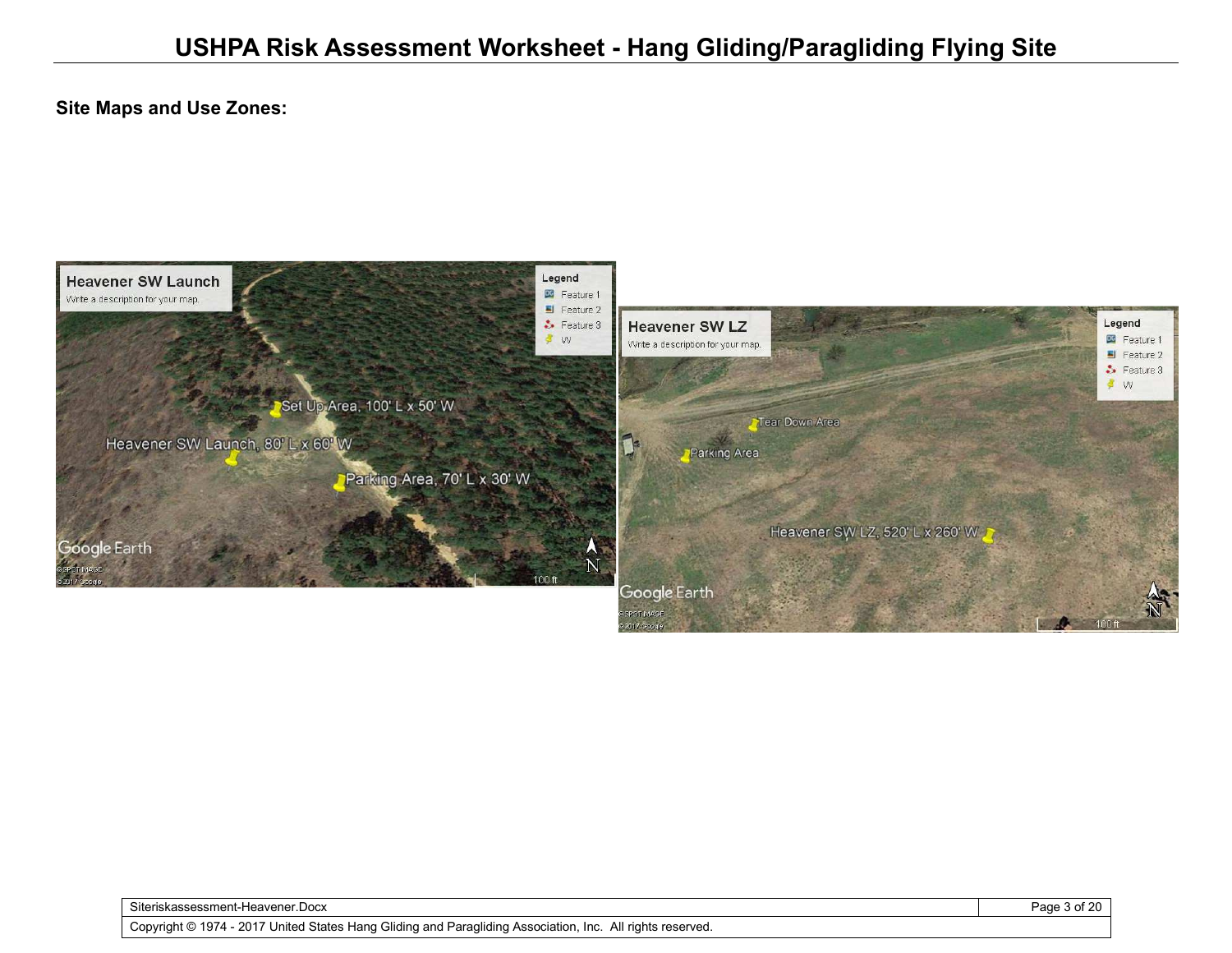# USHPA Risk Assessment Worksheet - Hang Gliding/Paragliding Flying Site

**Site Maps and Use Zones:**

Heavener SW Launch

Write a description for your map.

Legend
- Feature 1
- Feature 2
- Feature 3
- W

Set Up Area, 100' L x 50' W

Heavener SW Launch, 80' L x 60' W

Parking Area, 70' L x 30' W

100 ft

Heavener SW LZ

Write a description for your map.

Legend
- Feature 1
- Feature 2
- Feature 3
- W

Tear Down Area

Parking Area

Heavener SW LZ, 520' L x 260' W

100 ft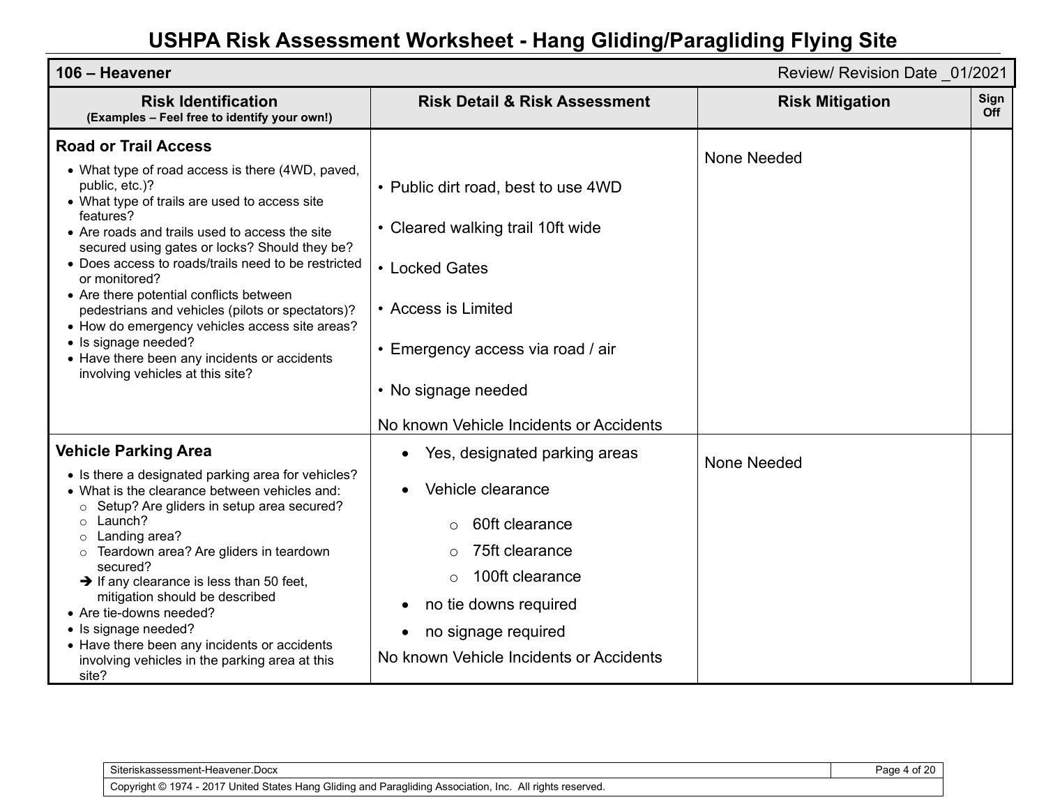# USHPA Risk Assessment Worksheet - Hang Gliding/Paragliding Flying Site

| 106 – Heavener | | Review/ Revision Date _01/2021 | |
|---|---|---|---|
| **Risk Identification** (Examples – Feel free to identify your own!) | **Risk Detail & Risk Assessment** | **Risk Mitigation** | **Sign Off** |
| **Road or Trail Access**<br>• What type of road access is there (4WD, paved, public, etc.)?<br>• What type of trails are used to access site features?<br>• Are roads and trails used to access the site secured using gates or locks? Should they be?<br>• Does access to roads/trails need to be restricted or monitored?<br>• Are there potential conflicts between pedestrians and vehicles (pilots or spectators)?<br>• How do emergency vehicles access site areas?<br>• Is signage needed?<br>• Have there been any incidents or accidents involving vehicles at this site? | • Public dirt road, best to use 4WD<br>• Cleared walking trail 10ft wide<br>• Locked Gates<br>• Access is Limited<br>• Emergency access via road / air<br>• No signage needed<br>No known Vehicle Incidents or Accidents | None Needed | |
| **Vehicle Parking Area**<br>• Is there a designated parking area for vehicles?<br>• What is the clearance between vehicles and:<br>○ Setup? Are gliders in setup area secured?<br>○ Launch?<br>○ Landing area?<br>○ Teardown area? Are gliders in teardown secured?<br>➔ If any clearance is less than 50 feet, mitigation should be described<br>• Are tie-downs needed?<br>• Is signage needed?<br>• Have there been any incidents or accidents involving vehicles in the parking area at this site? | • Yes, designated parking areas<br>• Vehicle clearance<br>○ 60ft clearance<br>○ 75ft clearance<br>○ 100ft clearance<br>• no tie downs required<br>• no signage required<br>No known Vehicle Incidents or Accidents | None Needed | |

Siteriskassessment-Heavener.Docx

Copyright © 1974 - 2017 United States Hang Gliding and Paragliding Association, Inc. All rights reserved.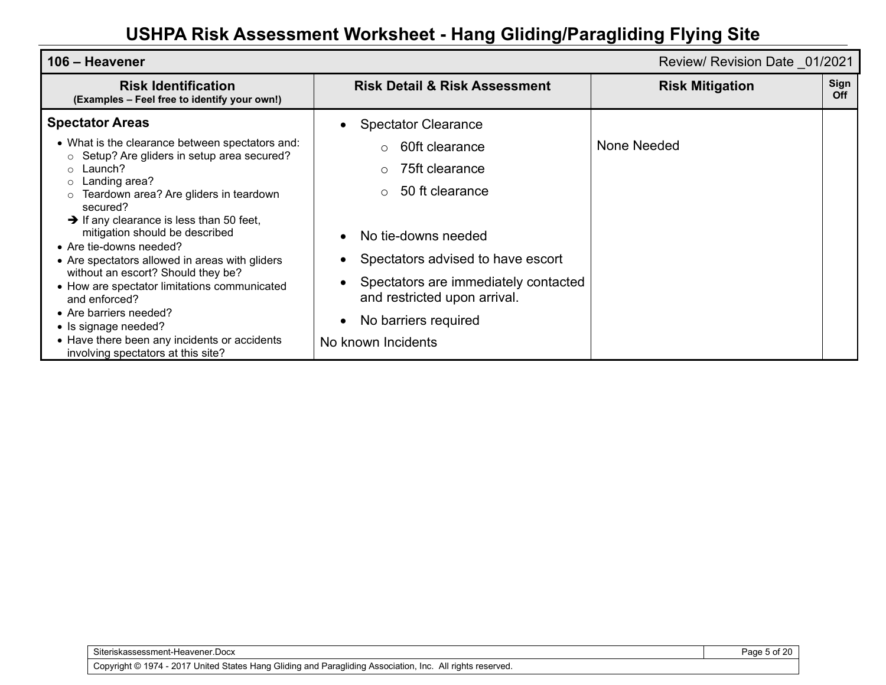# USHPA Risk Assessment Worksheet - Hang Gliding/Paragliding Flying Site

| **106 – Heavener** | | Review/ Revision Date _01/2021 | |
|---|---|---|---|
| **Risk Identification** (Examples – Feel free to identify your own!) | **Risk Detail & Risk Assessment** | **Risk Mitigation** | **Sign Off** |
| **Spectator Areas**<br>• What is the clearance between spectators and:<br>&nbsp;&nbsp;○ Setup? Are gliders in setup area secured?<br>&nbsp;&nbsp;○ Launch?<br>&nbsp;&nbsp;○ Landing area?<br>&nbsp;&nbsp;○ Teardown area? Are gliders in teardown secured?<br>&nbsp;&nbsp;➔ If any clearance is less than 50 feet, mitigation should be described<br>• Are tie-downs needed?<br>• Are spectators allowed in areas with gliders without an escort? Should they be?<br>• How are spectator limitations communicated and enforced?<br>• Are barriers needed?<br>• Is signage needed?<br>• Have there been any incidents or accidents involving spectators at this site? | • Spectator Clearance<br>&nbsp;&nbsp;○ 60ft clearance<br>&nbsp;&nbsp;○ 75ft clearance<br>&nbsp;&nbsp;○ 50 ft clearance<br>• No tie-downs needed<br>• Spectators advised to have escort<br>• Spectators are immediately contacted and restricted upon arrival.<br>• No barriers required<br>No known Incidents | None Needed | |

Siteriskassessment-Heavener.Docx

Copyright © 1974 - 2017 United States Hang Gliding and Paragliding Association, Inc. All rights reserved.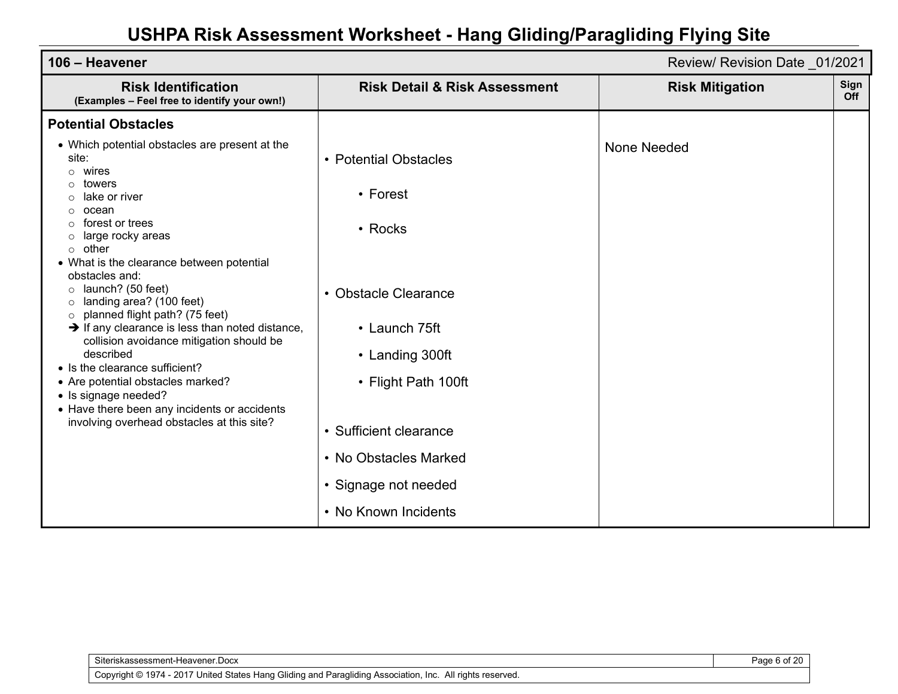# USHPA Risk Assessment Worksheet - Hang Gliding/Paragliding Flying Site

| **106 – Heavener** | | Review/ Revision Date _01/2021 | |
|---|---|---|---|
| **Risk Identification**<br>**(Examples – Feel free to identify your own!)** | **Risk Detail & Risk Assessment** | **Risk Mitigation** | **Sign Off** |
| **Potential Obstacles**<br>• Which potential obstacles are present at the site:<br>○ wires<br>○ towers<br>○ lake or river<br>○ ocean<br>○ forest or trees<br>○ large rocky areas<br>○ other<br>• What is the clearance between potential obstacles and:<br>○ launch? (50 feet)<br>○ landing area? (100 feet)<br>○ planned flight path? (75 feet)<br>➔ If any clearance is less than noted distance, collision avoidance mitigation should be described<br>• Is the clearance sufficient?<br>• Are potential obstacles marked?<br>• Is signage needed?<br>• Have there been any incidents or accidents involving overhead obstacles at this site? | • Potential Obstacles<br>• Forest<br>• Rocks<br><br>• Obstacle Clearance<br>• Launch 75ft<br>• Landing 300ft<br>• Flight Path 100ft<br><br>• Sufficient clearance<br>• No Obstacles Marked<br>• Signage not needed<br>• No Known Incidents | None Needed | |

Siteriskassessment-Heavener.Docx

Copyright © 1974 - 2017 United States Hang Gliding and Paragliding Association, Inc. All rights reserved.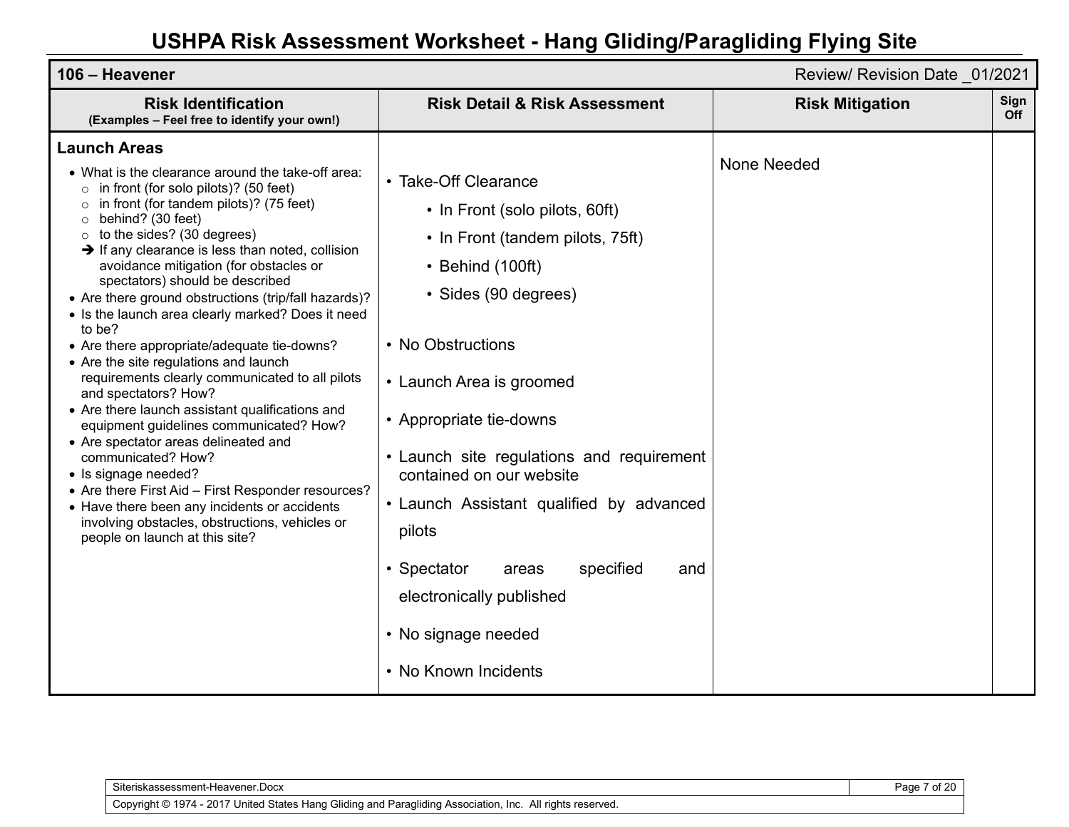# USHPA Risk Assessment Worksheet - Hang Gliding/Paragliding Flying Site

| **106 – Heavener** | | Review/ Revision Date _01/2021 | |
|---|---|---|---|
| **Risk Identification** (Examples – Feel free to identify your own!) | **Risk Detail & Risk Assessment** | **Risk Mitigation** | **Sign Off** |
| **Launch Areas**<br>• What is the clearance around the take-off area:<br>○ in front (for solo pilots)? (50 feet)<br>○ in front (for tandem pilots)? (75 feet)<br>○ behind? (30 feet)<br>○ to the sides? (30 degrees)<br>➔ If any clearance is less than noted, collision avoidance mitigation (for obstacles or spectators) should be described<br>• Are there ground obstructions (trip/fall hazards)?<br>• Is the launch area clearly marked? Does it need to be?<br>• Are there appropriate/adequate tie-downs?<br>• Are the site regulations and launch requirements clearly communicated to all pilots and spectators? How?<br>• Are there launch assistant qualifications and equipment guidelines communicated? How?<br>• Are spectator areas delineated and communicated? How?<br>• Is signage needed?<br>• Are there First Aid – First Responder resources?<br>• Have there been any incidents or accidents involving obstacles, obstructions, vehicles or people on launch at this site? | • Take-Off Clearance<br>• In Front (solo pilots, 60ft)<br>• In Front (tandem pilots, 75ft)<br>• Behind (100ft)<br>• Sides (90 degrees)<br>• No Obstructions<br>• Launch Area is groomed<br>• Appropriate tie-downs<br>• Launch site regulations and requirement contained on our website<br>• Launch Assistant qualified by advanced pilots<br>• Spectator areas specified and electronically published<br>• No signage needed<br>• No Known Incidents | None Needed | |

Siteriskassessment-Heavener.Docx

Copyright © 1974 - 2017 United States Hang Gliding and Paragliding Association, Inc. All rights reserved.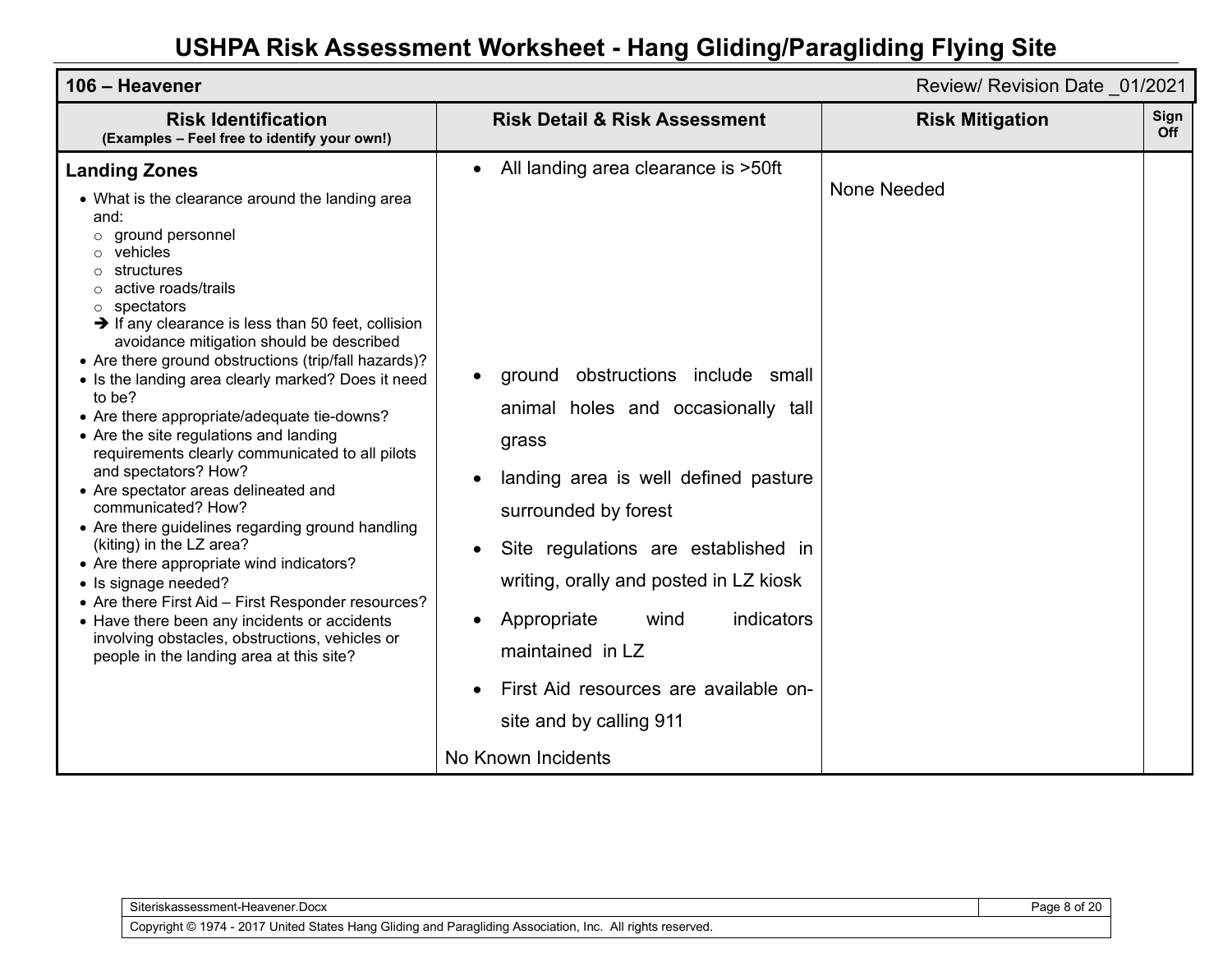# USHPA Risk Assessment Worksheet - Hang Gliding/Paragliding Flying Site

| **106 – Heavener** | | Review/ Revision Date _01/2021 | |
|---|---|---|---|
| **Risk Identification** (Examples – Feel free to identify your own!) | **Risk Detail & Risk Assessment** | **Risk Mitigation** | **Sign Off** |
| **Landing Zones**<br>• What is the clearance around the landing area and:<br>  ○ ground personnel<br>  ○ vehicles<br>  ○ structures<br>  ○ active roads/trails<br>  ○ spectators<br>  ➔ If any clearance is less than 50 feet, collision avoidance mitigation should be described<br>• Are there ground obstructions (trip/fall hazards)?<br>• Is the landing area clearly marked? Does it need to be?<br>• Are there appropriate/adequate tie-downs?<br>• Are the site regulations and landing requirements clearly communicated to all pilots and spectators? How?<br>• Are spectator areas delineated and communicated? How?<br>• Are there guidelines regarding ground handling (kiting) in the LZ area?<br>• Are there appropriate wind indicators?<br>• Is signage needed?<br>• Are there First Aid – First Responder resources?<br>• Have there been any incidents or accidents involving obstacles, obstructions, vehicles or people in the landing area at this site? | • All landing area clearance is >50ft<br>• ground obstructions include small animal holes and occasionally tall grass<br>• landing area is well defined pasture surrounded by forest<br>• Site regulations are established in writing, orally and posted in LZ kiosk<br>• Appropriate wind indicators maintained in LZ<br>• First Aid resources are available on-site and by calling 911<br>No Known Incidents | None Needed | |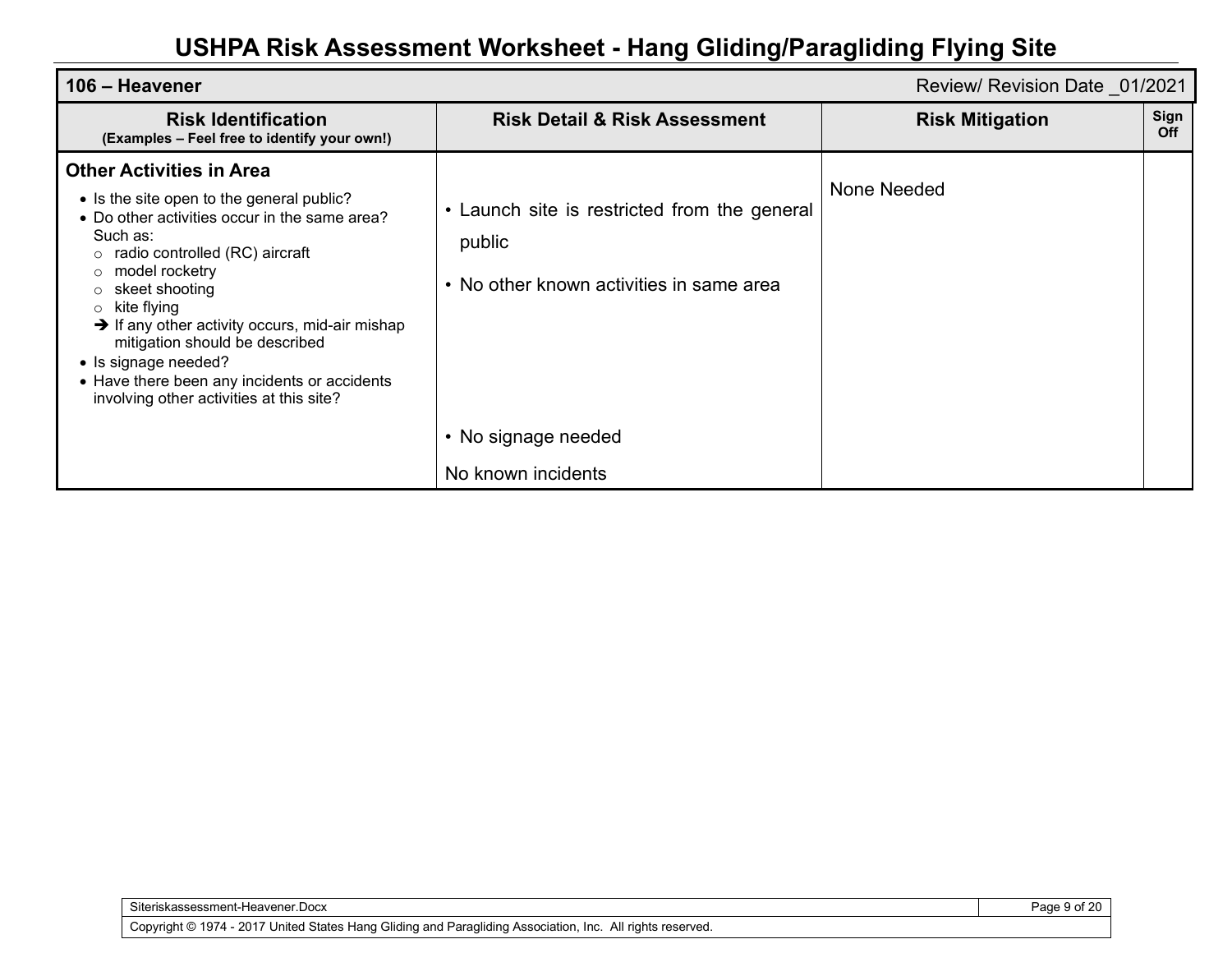# USHPA Risk Assessment Worksheet - Hang Gliding/Paragliding Flying Site

| 106 – Heavener | | Review/ Revision Date _01/2021 | |
|---|---|---|---|
| **Risk Identification** (Examples – Feel free to identify your own!) | **Risk Detail & Risk Assessment** | **Risk Mitigation** | **Sign Off** |
| **Other Activities in Area**<br>• Is the site open to the general public?<br>• Do other activities occur in the same area? Such as:<br>○ radio controlled (RC) aircraft<br>○ model rocketry<br>○ skeet shooting<br>○ kite flying<br>➔ If any other activity occurs, mid-air mishap mitigation should be described<br>• Is signage needed?<br>• Have there been any incidents or accidents involving other activities at this site? | • Launch site is restricted from the general public<br>• No other known activities in same area<br>• No signage needed<br>No known incidents | None Needed | |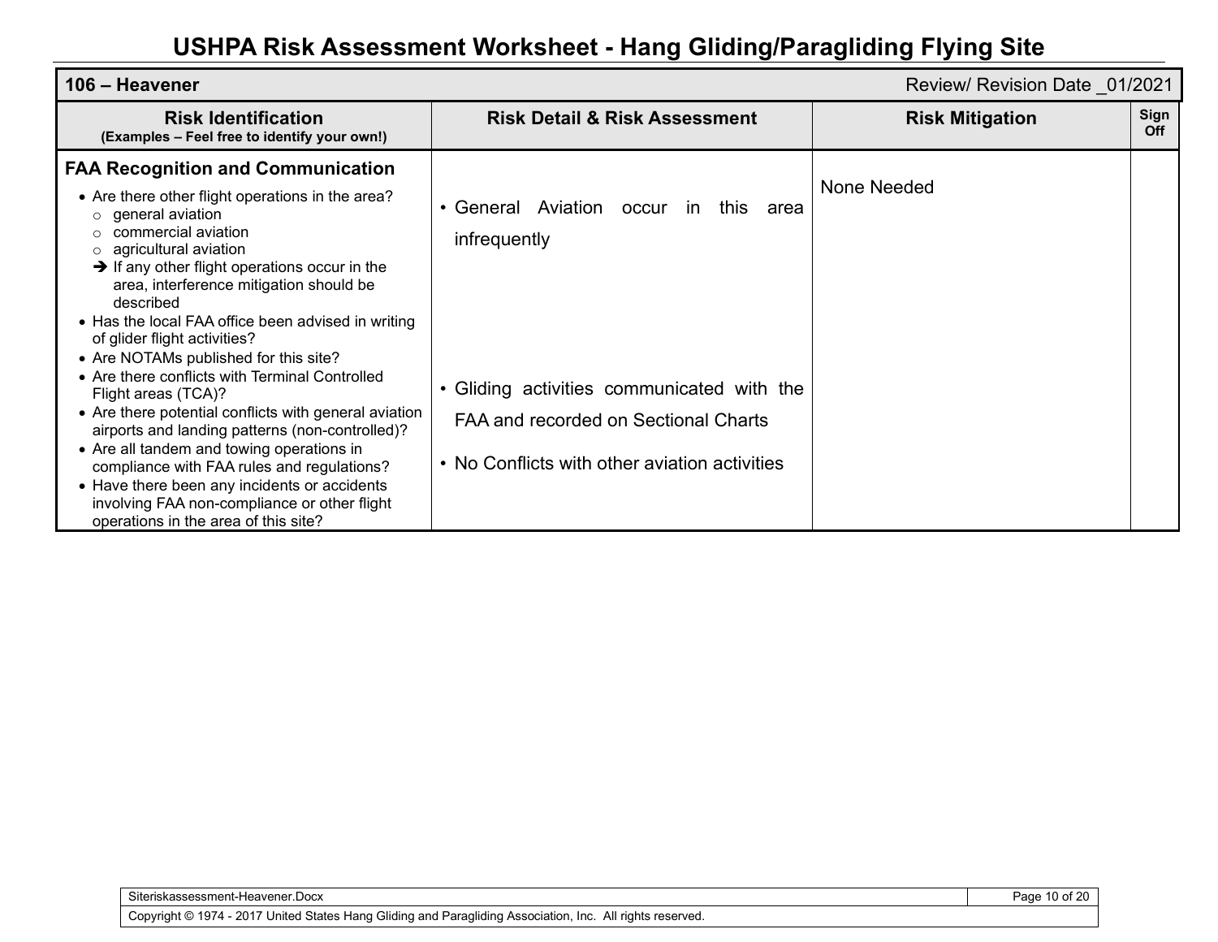# USHPA Risk Assessment Worksheet - Hang Gliding/Paragliding Flying Site

| 106 – Heavener | | Review/ Revision Date _01/2021 | |
|---|---|---|---|
| **Risk Identification** (Examples – Feel free to identify your own!) | **Risk Detail & Risk Assessment** | **Risk Mitigation** | **Sign Off** |
| **FAA Recognition and Communication**<br>• Are there other flight operations in the area?<br>○ general aviation<br>○ commercial aviation<br>○ agricultural aviation<br>➔ If any other flight operations occur in the area, interference mitigation should be described<br>• Has the local FAA office been advised in writing of glider flight activities?<br>• Are NOTAMs published for this site?<br>• Are there conflicts with Terminal Controlled Flight areas (TCA)?<br>• Are there potential conflicts with general aviation airports and landing patterns (non-controlled)?<br>• Are all tandem and towing operations in compliance with FAA rules and regulations?<br>• Have there been any incidents or accidents involving FAA non-compliance or other flight operations in the area of this site? | • General Aviation occur in this area infrequently<br><br>• Gliding activities communicated with the FAA and recorded on Sectional Charts<br><br>• No Conflicts with other aviation activities | None Needed | |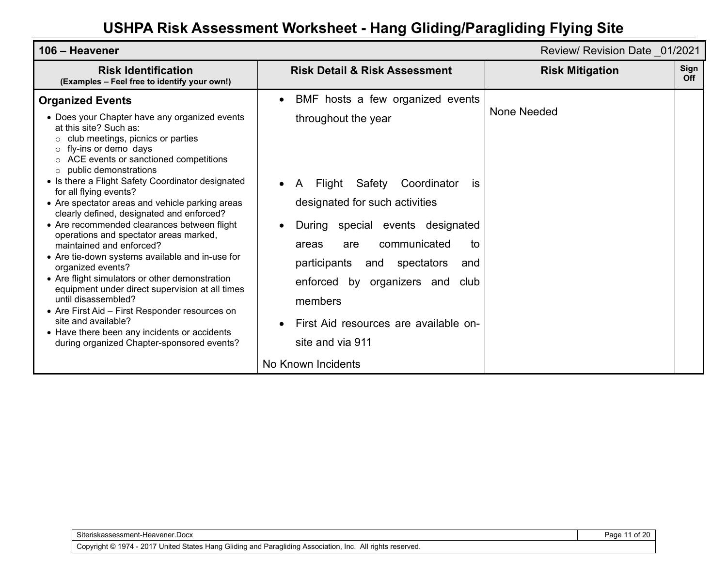# USHPA Risk Assessment Worksheet - Hang Gliding/Paragliding Flying Site

| **106 – Heavener** | | Review/ Revision Date _01/2021 | |
|---|---|---|---|
| **Risk Identification** **(Examples – Feel free to identify your own!)** | **Risk Detail & Risk Assessment** | **Risk Mitigation** | **Sign Off** |
| **Organized Events**<br>• Does your Chapter have any organized events at this site? Such as:<br>○ club meetings, picnics or parties<br>○ fly-ins or demo days<br>○ ACE events or sanctioned competitions<br>○ public demonstrations<br>• Is there a Flight Safety Coordinator designated for all flying events?<br>• Are spectator areas and vehicle parking areas clearly defined, designated and enforced?<br>• Are recommended clearances between flight operations and spectator areas marked, maintained and enforced?<br>• Are tie-down systems available and in-use for organized events?<br>• Are flight simulators or other demonstration equipment under direct supervision at all times until disassembled?<br>• Are First Aid – First Responder resources on site and available?<br>• Have there been any incidents or accidents during organized Chapter-sponsored events? | • BMF hosts a few organized events throughout the year<br>• A Flight Safety Coordinator is designated for such activities<br>• During special events designated areas are communicated to participants and spectators and enforced by organizers and club members<br>• First Aid resources are available on-site and via 911<br>No Known Incidents | None Needed | |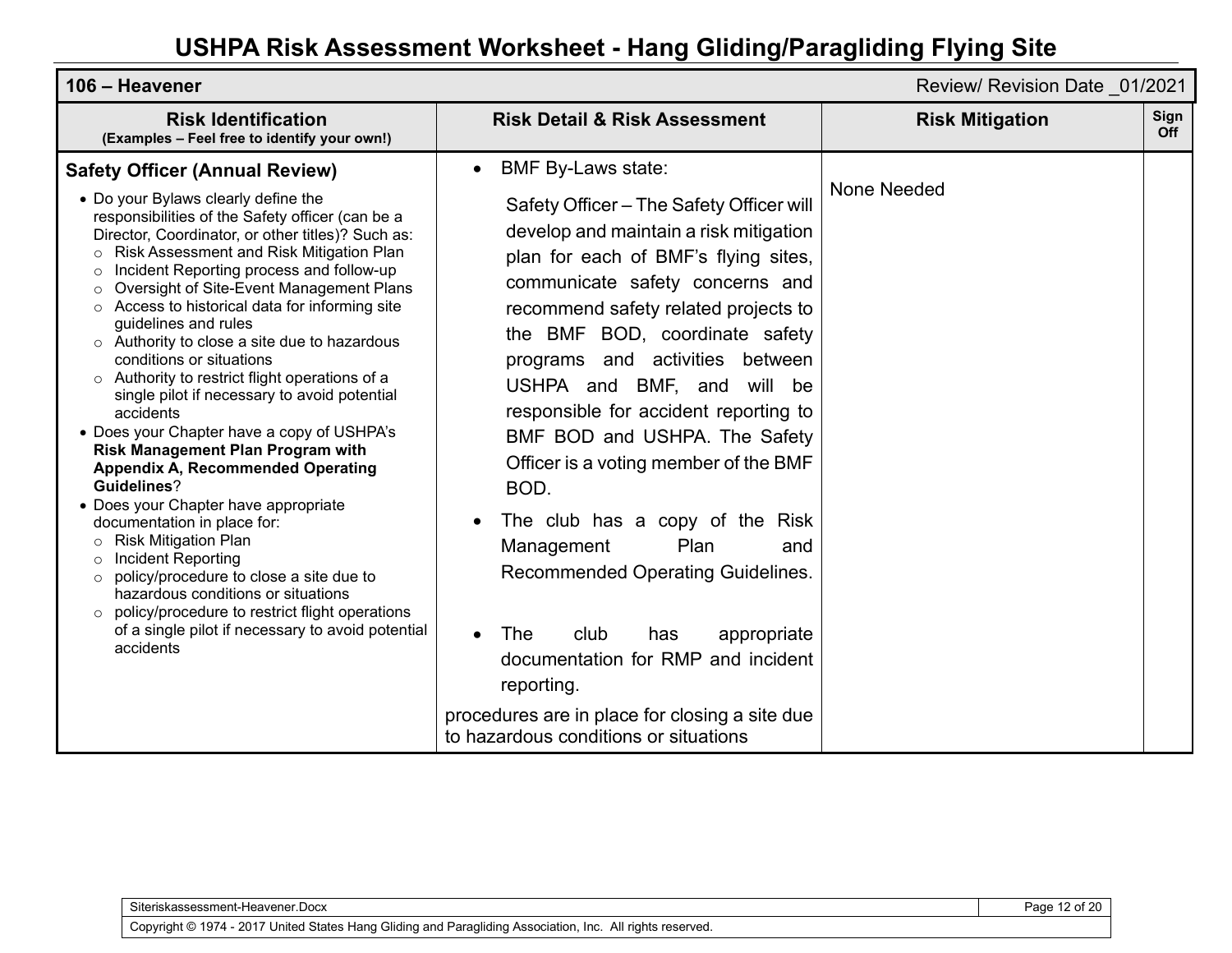# USHPA Risk Assessment Worksheet - Hang Gliding/Paragliding Flying Site

| **106 – Heavener** | | Review/ Revision Date _01/2021 | |
|---|---|---|---|
| **Risk Identification** (Examples – Feel free to identify your own!) | **Risk Detail & Risk Assessment** | **Risk Mitigation** | **Sign Off** |
| **Safety Officer (Annual Review)**<br>• Do your Bylaws clearly define the responsibilities of the Safety officer (can be a Director, Coordinator, or other titles)? Such as:<br>○ Risk Assessment and Risk Mitigation Plan<br>○ Incident Reporting process and follow-up<br>○ Oversight of Site-Event Management Plans<br>○ Access to historical data for informing site guidelines and rules<br>○ Authority to close a site due to hazardous conditions or situations<br>○ Authority to restrict flight operations of a single pilot if necessary to avoid potential accidents<br>• Does your Chapter have a copy of USHPA's **Risk Management Plan Program with Appendix A, Recommended Operating Guidelines**?<br>• Does your Chapter have appropriate documentation in place for:<br>○ Risk Mitigation Plan<br>○ Incident Reporting<br>○ policy/procedure to close a site due to hazardous conditions or situations<br>○ policy/procedure to restrict flight operations of a single pilot if necessary to avoid potential accidents | • BMF By-Laws state:<br>Safety Officer – The Safety Officer will develop and maintain a risk mitigation plan for each of BMF's flying sites, communicate safety concerns and recommend safety related projects to the BMF BOD, coordinate safety programs and activities between USHPA and BMF, and will be responsible for accident reporting to BMF BOD and USHPA. The Safety Officer is a voting member of the BMF BOD.<br>• The club has a copy of the Risk Management Plan and Recommended Operating Guidelines.<br>• The club has appropriate documentation for RMP and incident reporting.<br>procedures are in place for closing a site due to hazardous conditions or situations | None Needed | |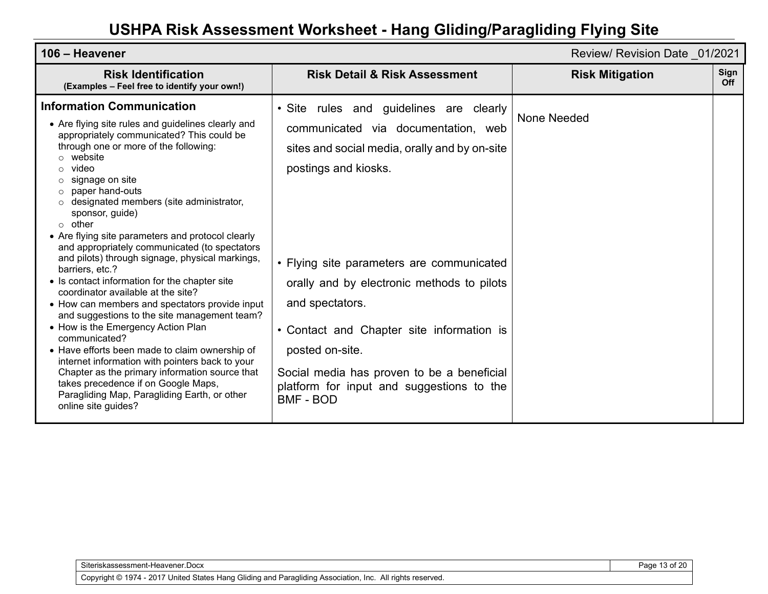# USHPA Risk Assessment Worksheet - Hang Gliding/Paragliding Flying Site

| **106 – Heavener** | | Review/ Revision Date _01/2021 | |
|---|---|---|---|
| **Risk Identification**<br>**(Examples – Feel free to identify your own!)** | **Risk Detail & Risk Assessment** | **Risk Mitigation** | **Sign Off** |
| **Information Communication**<br>• Are flying site rules and guidelines clearly and appropriately communicated? This could be through one or more of the following:<br>○ website<br>○ video<br>○ signage on site<br>○ paper hand-outs<br>○ designated members (site administrator, sponsor, guide)<br>○ other<br>• Are flying site parameters and protocol clearly and appropriately communicated (to spectators and pilots) through signage, physical markings, barriers, etc.?<br>• Is contact information for the chapter site coordinator available at the site?<br>• How can members and spectators provide input and suggestions to the site management team?<br>• How is the Emergency Action Plan communicated?<br>• Have efforts been made to claim ownership of internet information with pointers back to your Chapter as the primary information source that takes precedence if on Google Maps, Paragliding Map, Paragliding Earth, or other online site guides? | • Site rules and guidelines are clearly communicated via documentation, web sites and social media, orally and by on-site postings and kiosks.<br>• Flying site parameters are communicated orally and by electronic methods to pilots and spectators.<br>• Contact and Chapter site information is posted on-site.<br>Social media has proven to be a beneficial platform for input and suggestions to the BMF - BOD | None Needed | |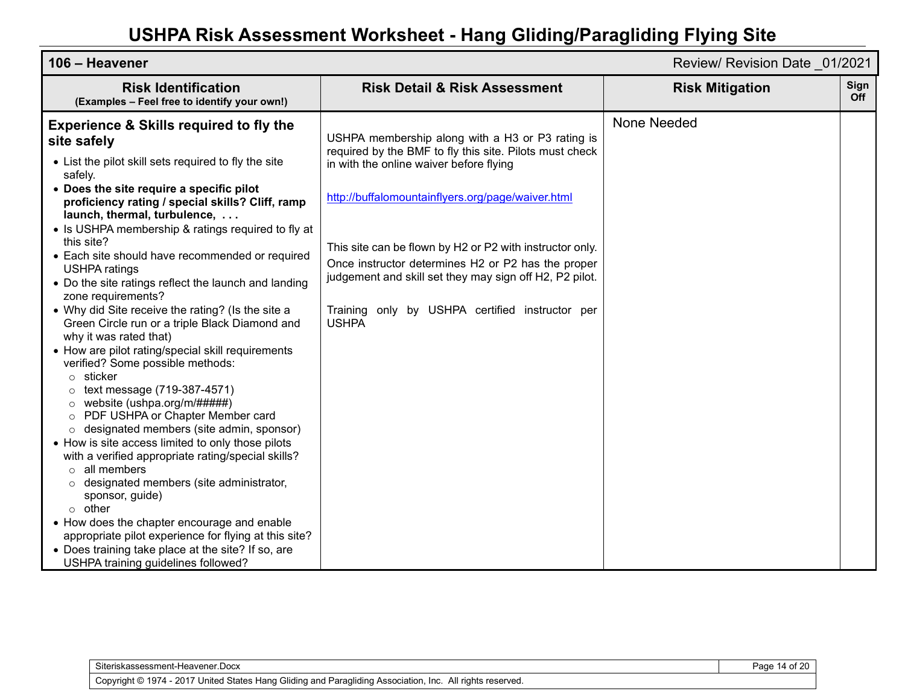# USHPA Risk Assessment Worksheet - Hang Gliding/Paragliding Flying Site

| **106 – Heavener** | | Review/ Revision Date _01/2021 | |
|---|---|---|---|
| **Risk Identification**<br>**(Examples – Feel free to identify your own!)** | **Risk Detail & Risk Assessment** | **Risk Mitigation** | **Sign Off** |
| **Experience & Skills required to fly the site safely**<br>• List the pilot skill sets required to fly the site safely.<br>• **Does the site require a specific pilot proficiency rating / special skills? Cliff, ramp launch, thermal, turbulence, . . .**<br>• Is USHPA membership & ratings required to fly at this site?<br>• Each site should have recommended or required USHPA ratings<br>• Do the site ratings reflect the launch and landing zone requirements?<br>• Why did Site receive the rating? (Is the site a Green Circle run or a triple Black Diamond and why it was rated that)<br>• How are pilot rating/special skill requirements verified? Some possible methods:<br>○ sticker<br>○ text message (719-387-4571)<br>○ website (ushpa.org/m/#####)<br>○ PDF USHPA or Chapter Member card<br>○ designated members (site admin, sponsor)<br>• How is site access limited to only those pilots with a verified appropriate rating/special skills?<br>○ all members<br>○ designated members (site administrator, sponsor, guide)<br>○ other<br>• How does the chapter encourage and enable appropriate pilot experience for flying at this site?<br>• Does training take place at the site? If so, are USHPA training guidelines followed? | USHPA membership along with a H3 or P3 rating is required by the BMF to fly this site. Pilots must check in with the online waiver before flying<br><br>http://buffalomountainflyers.org/page/waiver.html<br><br>This site can be flown by H2 or P2 with instructor only. Once instructor determines H2 or P2 has the proper judgement and skill set they may sign off H2, P2 pilot.<br><br>Training only by USHPA certified instructor per USHPA | None Needed | |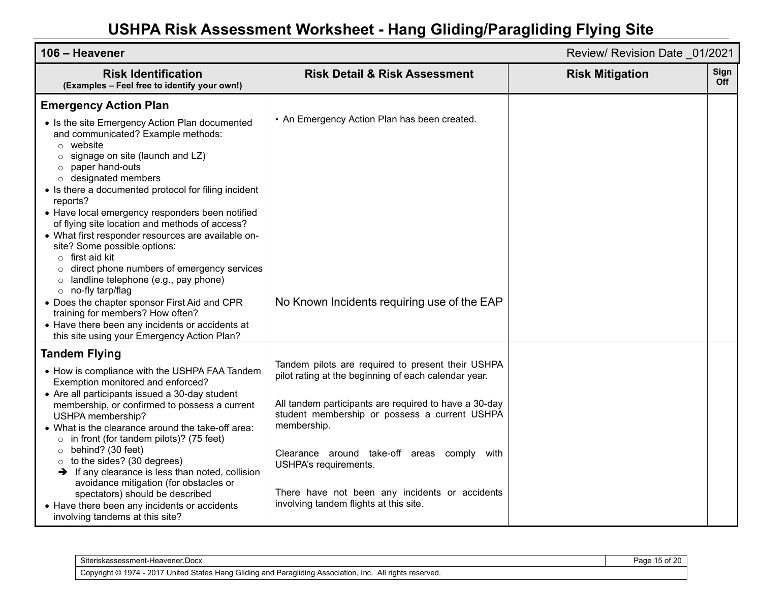# USHPA Risk Assessment Worksheet - Hang Gliding/Paragliding Flying Site

| 106 – Heavener | | | Review/ Revision Date _01/2021 |
|---|---|---|---|
| **Risk Identification** (Examples – Feel free to identify your own!) | **Risk Detail & Risk Assessment** | **Risk Mitigation** | **Sign Off** |
| **Emergency Action Plan**<br>• Is the site Emergency Action Plan documented and communicated? Example methods:<br>○ website<br>○ signage on site (launch and LZ)<br>○ paper hand-outs<br>○ designated members<br>• Is there a documented protocol for filing incident reports?<br>• Have local emergency responders been notified of flying site location and methods of access?<br>• What first responder resources are available on-site? Some possible options:<br>○ first aid kit<br>○ direct phone numbers of emergency services<br>○ landline telephone (e.g., pay phone)<br>○ no-fly tarp/flag<br>• Does the chapter sponsor First Aid and CPR training for members? How often?<br>• Have there been any incidents or accidents at this site using your Emergency Action Plan? | • An Emergency Action Plan has been created.<br><br>No Known Incidents requiring use of the EAP | | |
| **Tandem Flying**<br>• How is compliance with the USHPA FAA Tandem Exemption monitored and enforced?<br>• Are all participants issued a 30-day student membership, or confirmed to possess a current USHPA membership?<br>• What is the clearance around the take-off area:<br>○ in front (for tandem pilots)? (75 feet)<br>○ behind? (30 feet)<br>○ to the sides? (30 degrees)<br>➔ If any clearance is less than noted, collision avoidance mitigation (for obstacles or spectators) should be described<br>• Have there been any incidents or accidents involving tandems at this site? | Tandem pilots are required to present their USHPA pilot rating at the beginning of each calendar year.<br><br>All tandem participants are required to have a 30-day student membership or possess a current USHPA membership.<br><br>Clearance around take-off areas comply with USHPA's requirements.<br><br>There have not been any incidents or accidents involving tandem flights at this site. | | |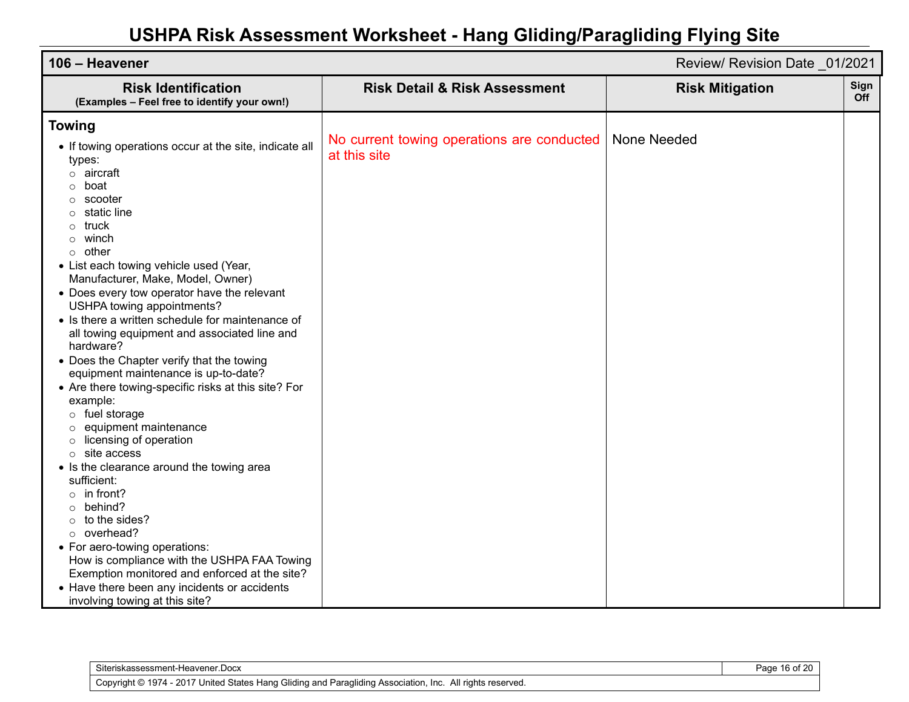# USHPA Risk Assessment Worksheet - Hang Gliding/Paragliding Flying Site

**106 – Heavener** Review/ Revision Date _01/2021

| Risk Identification (Examples – Feel free to identify your own!) | Risk Detail & Risk Assessment | Risk Mitigation | Sign Off |
|---|---|---|---|
| **Towing**<br>• If towing operations occur at the site, indicate all types:<br>  ○ aircraft<br>  ○ boat<br>  ○ scooter<br>  ○ static line<br>  ○ truck<br>  ○ winch<br>  ○ other<br>• List each towing vehicle used (Year, Manufacturer, Make, Model, Owner)<br>• Does every tow operator have the relevant USHPA towing appointments?<br>• Is there a written schedule for maintenance of all towing equipment and associated line and hardware?<br>• Does the Chapter verify that the towing equipment maintenance is up-to-date?<br>• Are there towing-specific risks at this site? For example:<br>  ○ fuel storage<br>  ○ equipment maintenance<br>  ○ licensing of operation<br>  ○ site access<br>• Is the clearance around the towing area sufficient:<br>  ○ in front?<br>  ○ behind?<br>  ○ to the sides?<br>  ○ overhead?<br>• For aero-towing operations:<br>How is compliance with the USHPA FAA Towing Exemption monitored and enforced at the site?<br>• Have there been any incidents or accidents involving towing at this site? | No current towing operations are conducted at this site | None Needed | |

Siteriskassessment-Heavener.Docx

Copyright © 1974 - 2017 United States Hang Gliding and Paragliding Association, Inc. All rights reserved.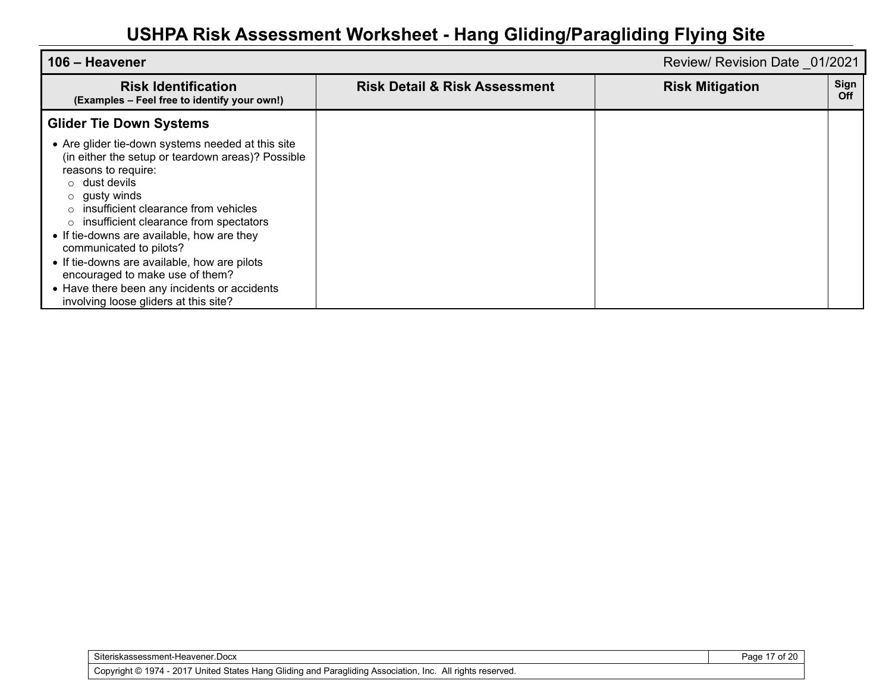# USHPA Risk Assessment Worksheet - Hang Gliding/Paragliding Flying Site

| 106 – Heavener | | Review/ Revision Date _01/2021 | |
|---|---|---|---|
| **Risk Identification** (Examples – Feel free to identify your own!) | **Risk Detail & Risk Assessment** | **Risk Mitigation** | **Sign Off** |
| **Glider Tie Down Systems**<br>• Are glider tie-down systems needed at this site (in either the setup or teardown areas)? Possible reasons to require:<br>○ dust devils<br>○ gusty winds<br>○ insufficient clearance from vehicles<br>○ insufficient clearance from spectators<br>• If tie-downs are available, how are they communicated to pilots?<br>• If tie-downs are available, how are pilots encouraged to make use of them?<br>• Have there been any incidents or accidents involving loose gliders at this site? | | | |

Siteriskassessment-Heavener.Docx

Copyright © 1974 - 2017 United States Hang Gliding and Paragliding Association, Inc. All rights reserved.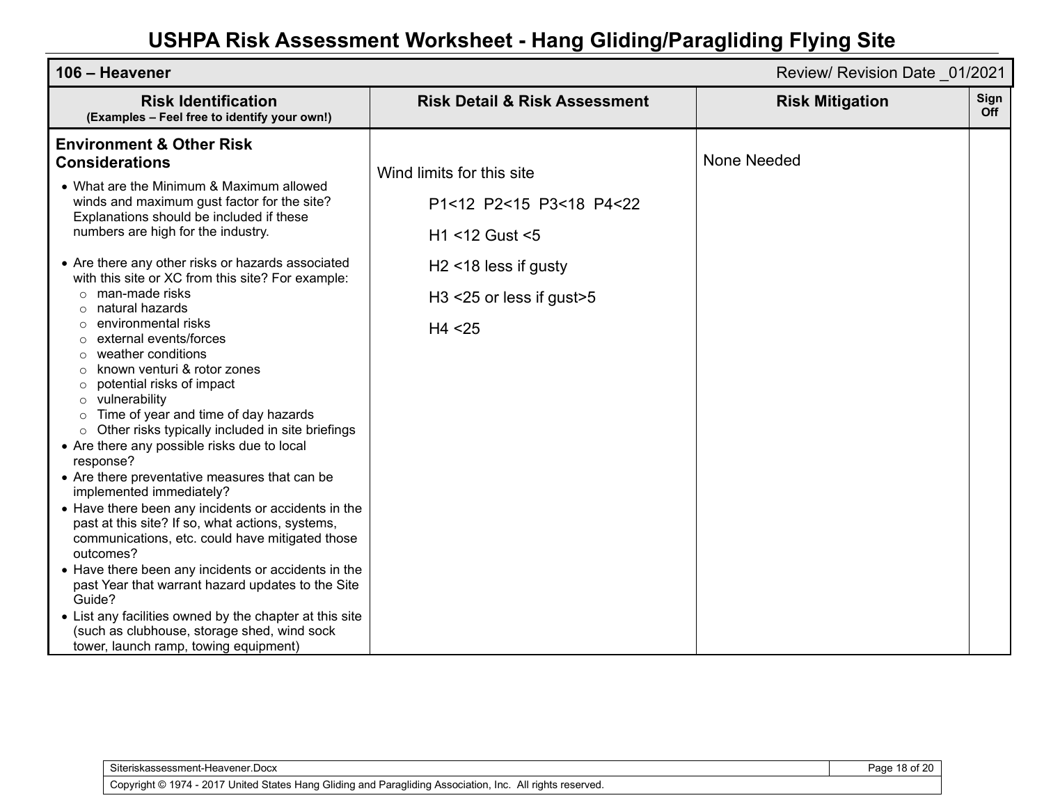# USHPA Risk Assessment Worksheet - Hang Gliding/Paragliding Flying Site

| **106 – Heavener** | | | Review/ Revision Date _01/2021 |
|---|---|---|---|
| **Risk Identification** **(Examples – Feel free to identify your own!)** | **Risk Detail & Risk Assessment** | **Risk Mitigation** | **Sign Off** |
| **Environment & Other Risk Considerations**<br>• What are the Minimum & Maximum allowed winds and maximum gust factor for the site? Explanations should be included if these numbers are high for the industry.<br>• Are there any other risks or hazards associated with this site or XC from this site? For example:<br>○ man-made risks<br>○ natural hazards<br>○ environmental risks<br>○ external events/forces<br>○ weather conditions<br>○ known venturi & rotor zones<br>○ potential risks of impact<br>○ vulnerability<br>○ Time of year and time of day hazards<br>○ Other risks typically included in site briefings<br>• Are there any possible risks due to local response?<br>• Are there preventative measures that can be implemented immediately?<br>• Have there been any incidents or accidents in the past at this site? If so, what actions, systems, communications, etc. could have mitigated those outcomes?<br>• Have there been any incidents or accidents in the past Year that warrant hazard updates to the Site Guide?<br>• List any facilities owned by the chapter at this site (such as clubhouse, storage shed, wind sock tower, launch ramp, towing equipment) | Wind limits for this site<br>P1<12 P2<15 P3<18 P4<22<br>H1 <12 Gust <5<br>H2 <18 less if gusty<br>H3 <25 or less if gust>5<br>H4 <25 | None Needed | |

Siteriskassessment-Heavener.Docx

Copyright © 1974 - 2017 United States Hang Gliding and Paragliding Association, Inc. All rights reserved.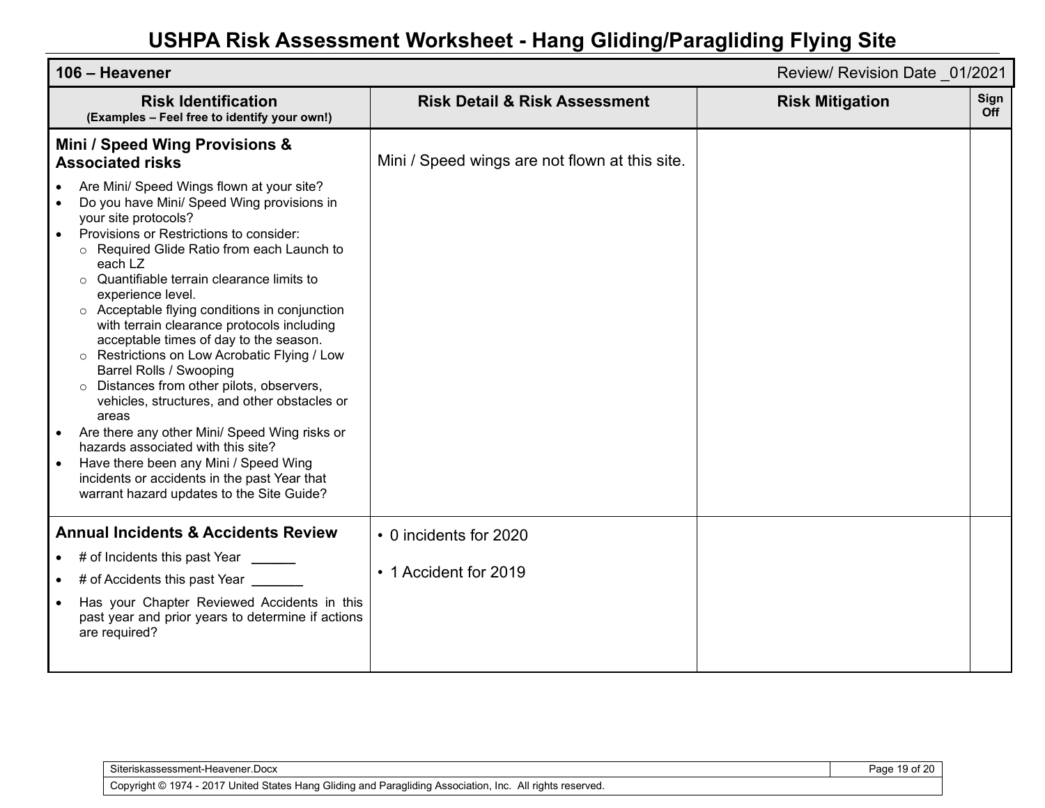# USHPA Risk Assessment Worksheet - Hang Gliding/Paragliding Flying Site

| 106 – Heavener | | Review/ Revision Date _01/2021 | |
|---|---|---|---|
| **Risk Identification**<br>**(Examples – Feel free to identify your own!)** | **Risk Detail & Risk Assessment** | **Risk Mitigation** | **Sign Off** |
| **Mini / Speed Wing Provisions & Associated risks**<br>• Are Mini/ Speed Wings flown at your site?<br>• Do you have Mini/ Speed Wing provisions in your site protocols?<br>• Provisions or Restrictions to consider:<br>  ○ Required Glide Ratio from each Launch to each LZ<br>  ○ Quantifiable terrain clearance limits to experience level.<br>  ○ Acceptable flying conditions in conjunction with terrain clearance protocols including acceptable times of day to the season.<br>  ○ Restrictions on Low Acrobatic Flying / Low Barrel Rolls / Swooping<br>  ○ Distances from other pilots, observers, vehicles, structures, and other obstacles or areas<br>• Are there any other Mini/ Speed Wing risks or hazards associated with this site?<br>• Have there been any Mini / Speed Wing incidents or accidents in the past Year that warrant hazard updates to the Site Guide? | Mini / Speed wings are not flown at this site. | | |
| **Annual Incidents & Accidents Review**<br>• # of Incidents this past Year ______<br>• # of Accidents this past Year _______<br>• Has your Chapter Reviewed Accidents in this past year and prior years to determine if actions are required? | • 0 incidents for 2020<br>• 1 Accident for 2019 | | |

Siteriskassessment-Heavener.Docx

Copyright © 1974 - 2017 United States Hang Gliding and Paragliding Association, Inc. All rights reserved.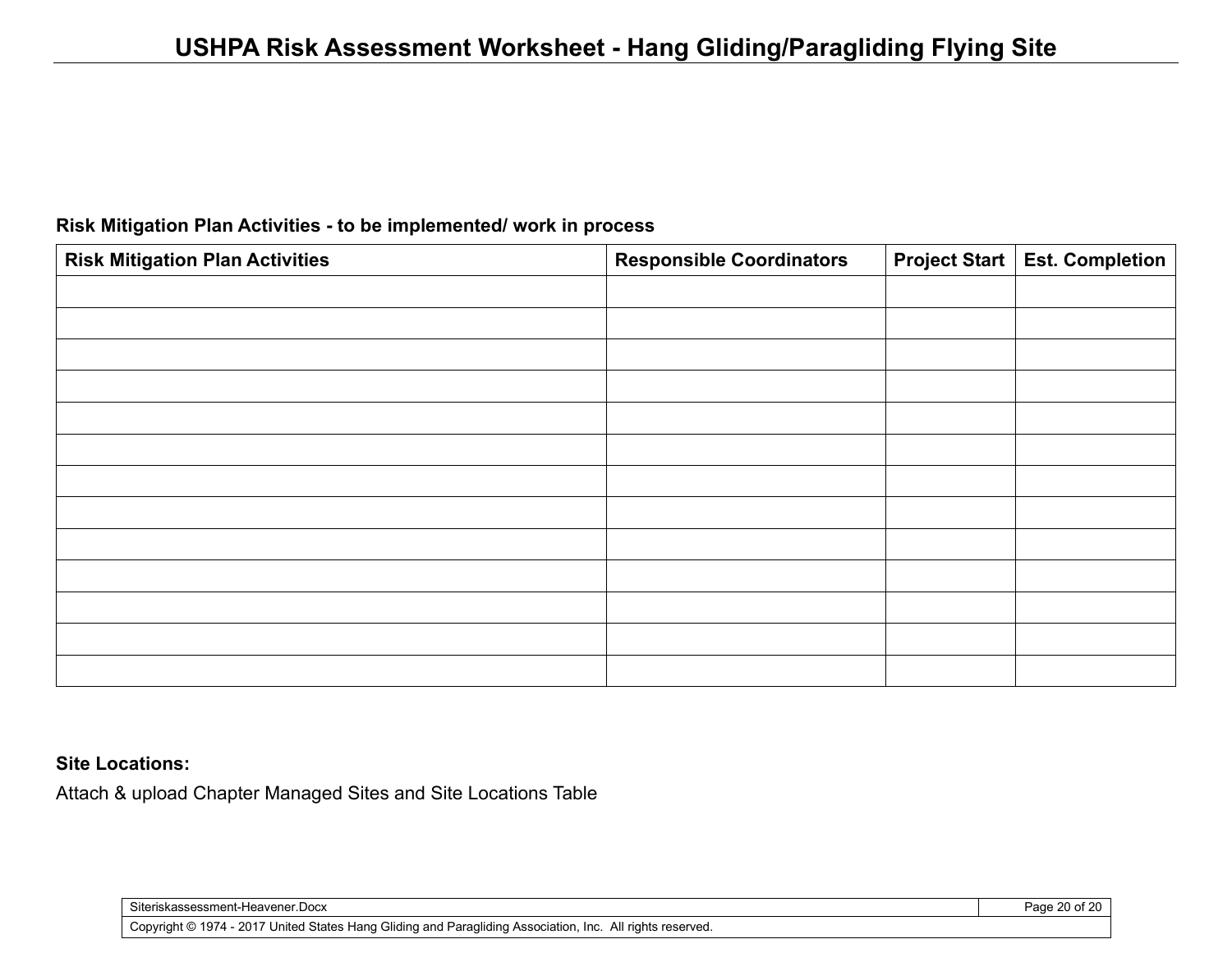**Risk Mitigation Plan Activities - to be implemented/ work in process**

| Risk Mitigation Plan Activities | Responsible Coordinators | Project Start | Est. Completion |
|---|---|---|---|
| | | | |
| | | | |
| | | | |
| | | | |
| | | | |
| | | | |
| | | | |
| | | | |
| | | | |
| | | | |
| | | | |
| | | | |
| | | | |

**Site Locations:**

Attach & upload Chapter Managed Sites and Site Locations Table